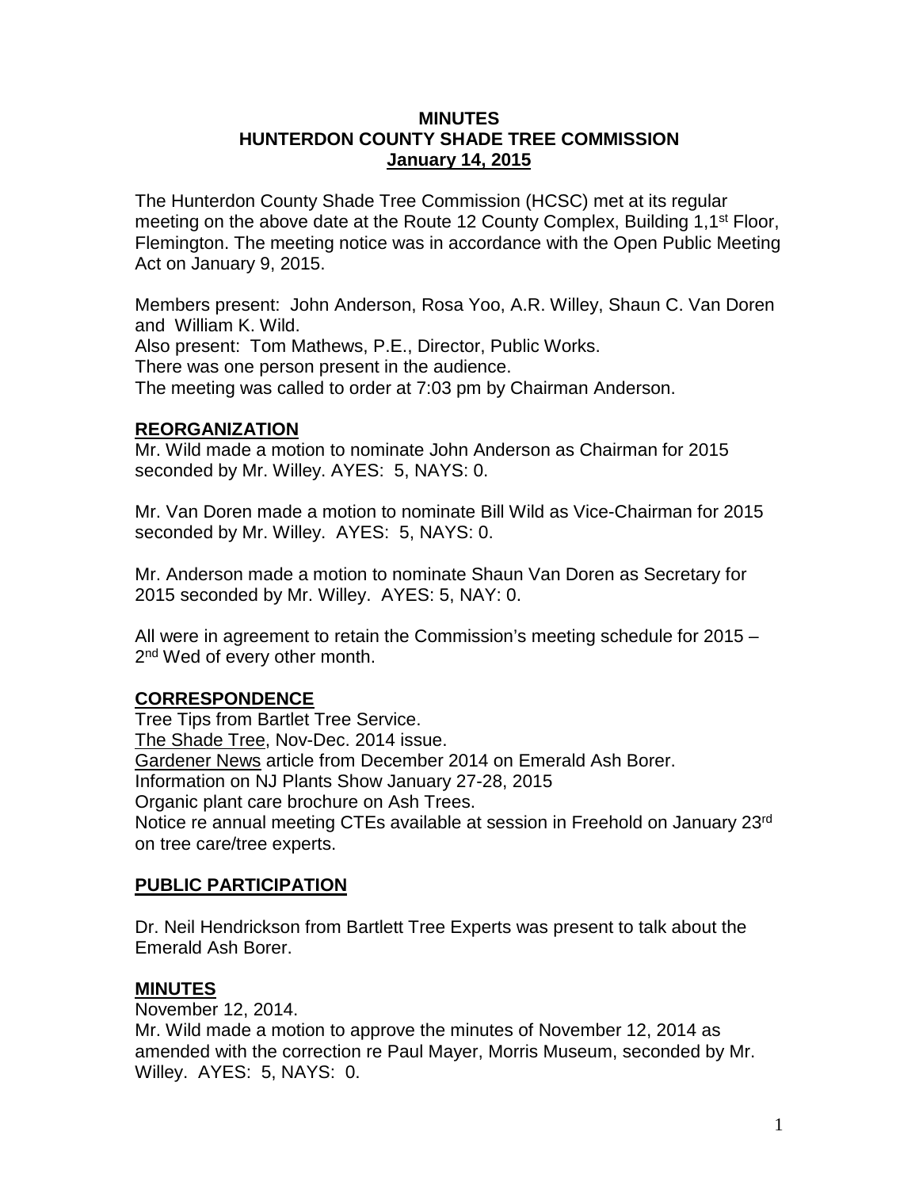# MINUTES
# HUNTERDON COUNTY SHADE TREE COMMISSION
## January 14, 2015

The Hunterdon County Shade Tree Commission (HCSC) met at its regular meeting on the above date at the Route 12 County Complex, Building 1,1st Floor, Flemington. The meeting notice was in accordance with the Open Public Meeting Act on January 9, 2015.

Members present: John Anderson, Rosa Yoo, A.R. Willey, Shaun C. Van Doren and William K. Wild.
Also present: Tom Mathews, P.E., Director, Public Works.
There was one person present in the audience.
The meeting was called to order at 7:03 pm by Chairman Anderson.

**REORGANIZATION**

Mr. Wild made a motion to nominate John Anderson as Chairman for 2015 seconded by Mr. Willey. AYES: 5, NAYS: 0.

Mr. Van Doren made a motion to nominate Bill Wild as Vice-Chairman for 2015 seconded by Mr. Willey. AYES: 5, NAYS: 0.

Mr. Anderson made a motion to nominate Shaun Van Doren as Secretary for 2015 seconded by Mr. Willey. AYES: 5, NAY: 0.

All were in agreement to retain the Commission's meeting schedule for 2015 – 2nd Wed of every other month.

**CORRESPONDENCE**

Tree Tips from Bartlet Tree Service.
The Shade Tree, Nov-Dec. 2014 issue.
Gardener News article from December 2014 on Emerald Ash Borer.
Information on NJ Plants Show January 27-28, 2015
Organic plant care brochure on Ash Trees.
Notice re annual meeting CTEs available at session in Freehold on January 23rd on tree care/tree experts.

**PUBLIC PARTICIPATION**

Dr. Neil Hendrickson from Bartlett Tree Experts was present to talk about the Emerald Ash Borer.

**MINUTES**

November 12, 2014.
Mr. Wild made a motion to approve the minutes of November 12, 2014 as amended with the correction re Paul Mayer, Morris Museum, seconded by Mr. Willey. AYES: 5, NAYS: 0.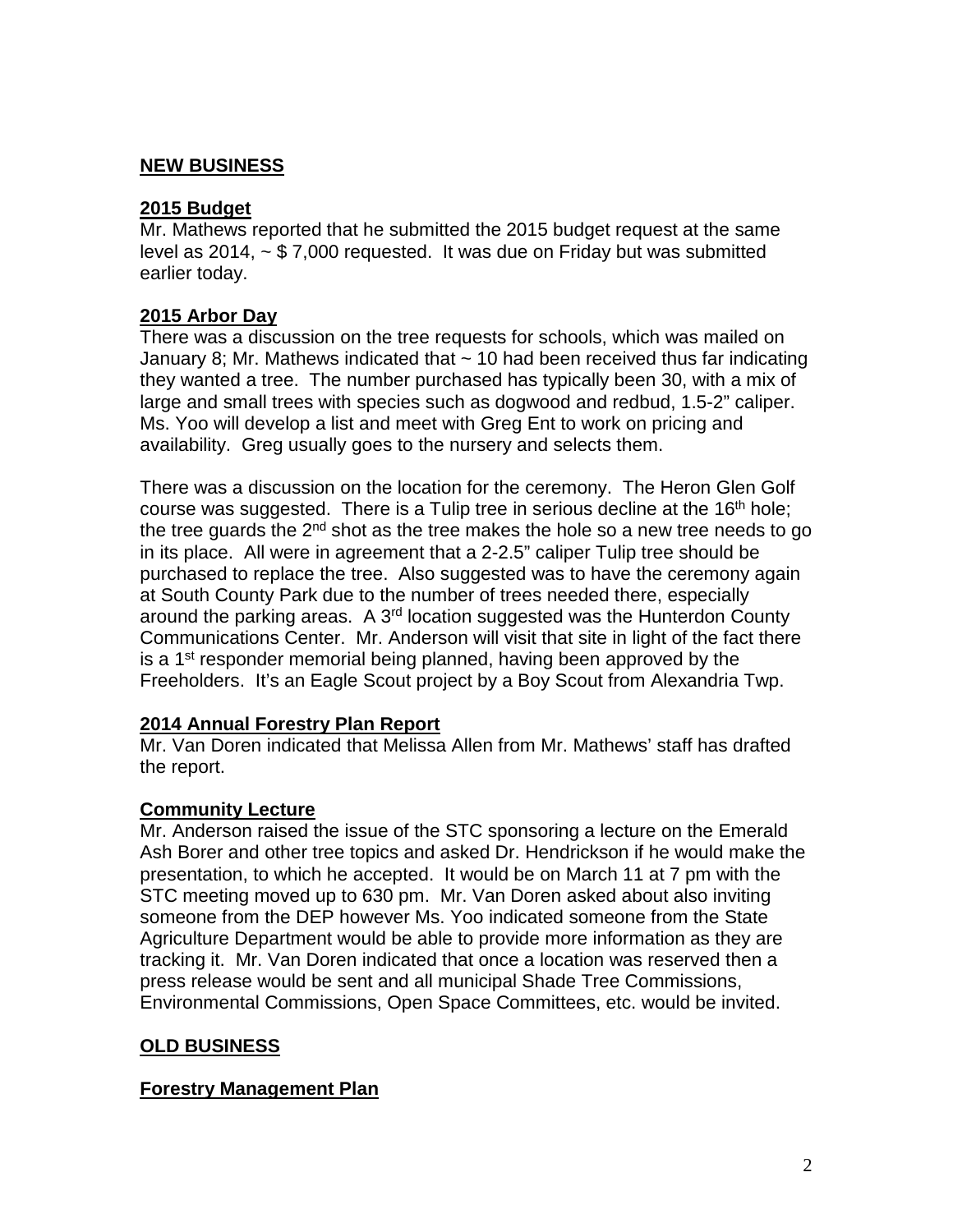## NEW BUSINESS

### 2015 Budget

Mr. Mathews reported that he submitted the 2015 budget request at the same level as 2014, ~ $ 7,000 requested. It was due on Friday but was submitted earlier today.

### 2015 Arbor Day

There was a discussion on the tree requests for schools, which was mailed on January 8; Mr. Mathews indicated that ~ 10 had been received thus far indicating they wanted a tree. The number purchased has typically been 30, with a mix of large and small trees with species such as dogwood and redbud, 1.5-2" caliper. Ms. Yoo will develop a list and meet with Greg Ent to work on pricing and availability. Greg usually goes to the nursery and selects them.

There was a discussion on the location for the ceremony. The Heron Glen Golf course was suggested. There is a Tulip tree in serious decline at the 16th hole; the tree guards the 2nd shot as the tree makes the hole so a new tree needs to go in its place. All were in agreement that a 2-2.5" caliper Tulip tree should be purchased to replace the tree. Also suggested was to have the ceremony again at South County Park due to the number of trees needed there, especially around the parking areas. A 3rd location suggested was the Hunterdon County Communications Center. Mr. Anderson will visit that site in light of the fact there is a 1st responder memorial being planned, having been approved by the Freeholders. It's an Eagle Scout project by a Boy Scout from Alexandria Twp.

### 2014 Annual Forestry Plan Report

Mr. Van Doren indicated that Melissa Allen from Mr. Mathews' staff has drafted the report.

### Community Lecture

Mr. Anderson raised the issue of the STC sponsoring a lecture on the Emerald Ash Borer and other tree topics and asked Dr. Hendrickson if he would make the presentation, to which he accepted. It would be on March 11 at 7 pm with the STC meeting moved up to 630 pm. Mr. Van Doren asked about also inviting someone from the DEP however Ms. Yoo indicated someone from the State Agriculture Department would be able to provide more information as they are tracking it. Mr. Van Doren indicated that once a location was reserved then a press release would be sent and all municipal Shade Tree Commissions, Environmental Commissions, Open Space Committees, etc. would be invited.

## OLD BUSINESS

### Forestry Management Plan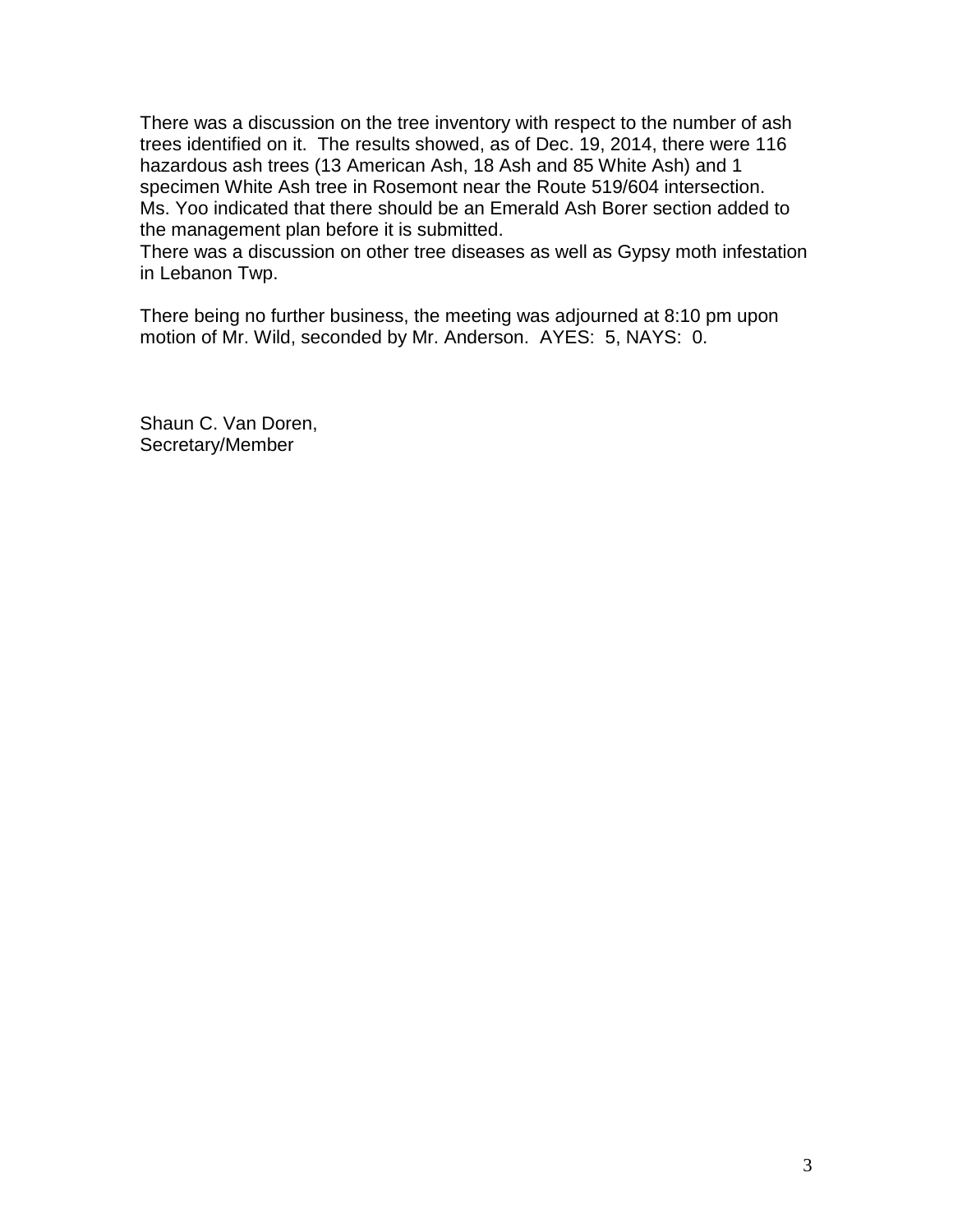There was a discussion on the tree inventory with respect to the number of ash trees identified on it. The results showed, as of Dec. 19, 2014, there were 116 hazardous ash trees (13 American Ash, 18 Ash and 85 White Ash) and 1 specimen White Ash tree in Rosemont near the Route 519/604 intersection. Ms. Yoo indicated that there should be an Emerald Ash Borer section added to the management plan before it is submitted.
There was a discussion on other tree diseases as well as Gypsy moth infestation in Lebanon Twp.

There being no further business, the meeting was adjourned at 8:10 pm upon motion of Mr. Wild, seconded by Mr. Anderson. AYES: 5, NAYS: 0.

Shaun C. Van Doren,
Secretary/Member